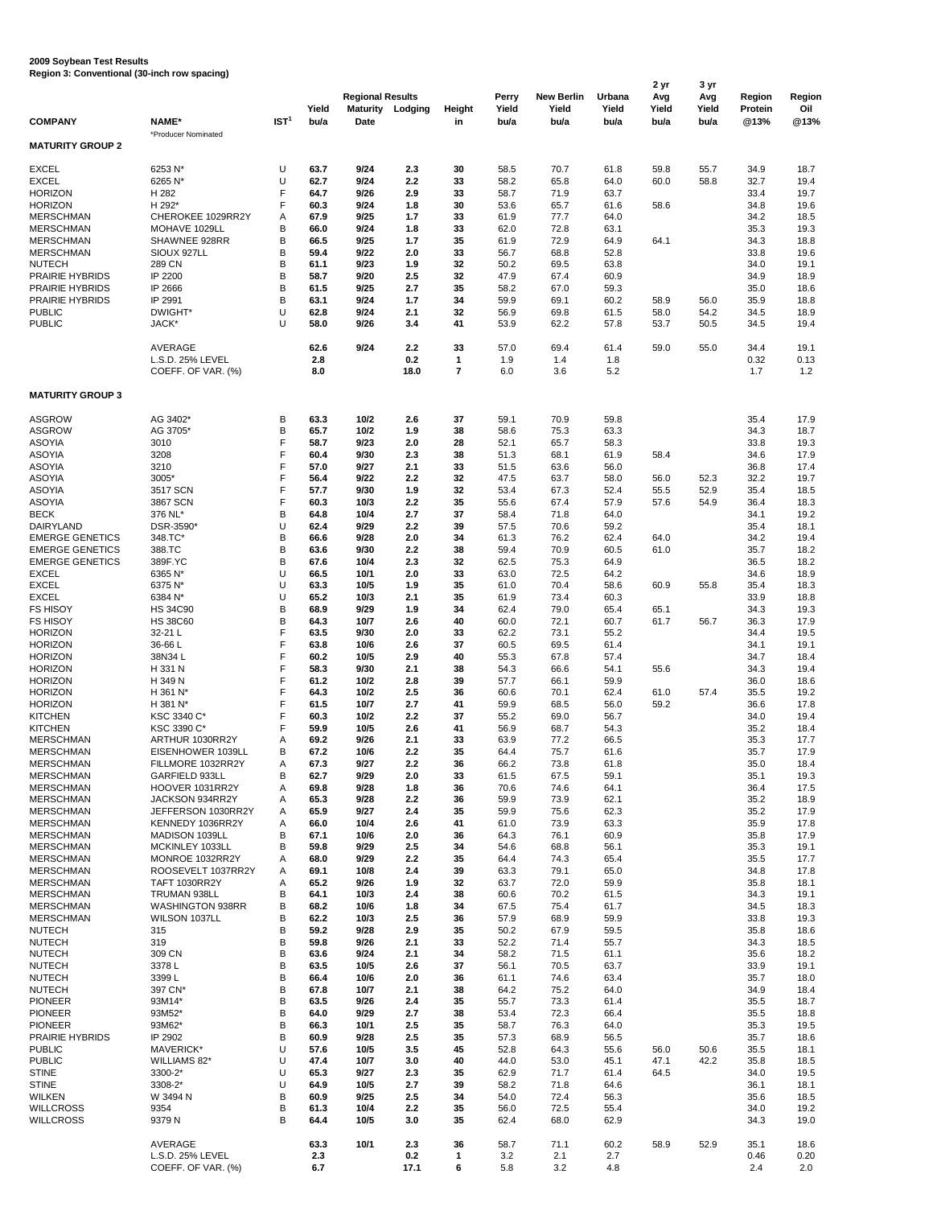**2009 Soybean Test Results**
**Region 3: Conventional (30-inch row spacing)**

| COMPANY | NAME* | IST[1] | Yield bu/a | Regional Results Maturity Date | Lodging | Height in | Perry Yield bu/a | New Berlin Yield bu/a | Urbana Yield bu/a | 2 yr Avg Yield bu/a | 3 yr Avg Yield bu/a | Region Protein @13% | Region Oil @13% |
|---|---|---|---|---|---|---|---|---|---|---|---|---|---|
| | *Producer Nominated | | | | | | | | | | | | |
| **MATURITY GROUP 2** | | | | | | | | | | | | | |
| EXCEL | 6253 N* | U | 63.7 | 9/24 | 2.3 | 30 | 58.5 | 70.7 | 61.8 | 59.8 | 55.7 | 34.9 | 18.7 |
| EXCEL | 6265 N* | U | 62.7 | 9/24 | 2.2 | 33 | 58.2 | 65.8 | 64.0 | 60.0 | 58.8 | 32.7 | 19.4 |
| HORIZON | H 282 | F | 64.7 | 9/26 | 2.9 | 33 | 58.7 | 71.9 | 63.7 | | | 33.4 | 19.7 |
| HORIZON | H 292* | F | 60.3 | 9/24 | 1.8 | 30 | 53.6 | 65.7 | 61.6 | 58.6 | | 34.8 | 19.6 |
| MERSCHMAN | CHEROKEE 1029RR2Y | A | 67.9 | 9/25 | 1.7 | 33 | 61.9 | 77.7 | 64.0 | | | 34.2 | 18.5 |
| MERSCHMAN | MOHAVE 1029LL | B | 66.0 | 9/24 | 1.8 | 33 | 62.0 | 72.8 | 63.1 | | | 35.3 | 19.3 |
| MERSCHMAN | SHAWNEE 928RR | B | 66.5 | 9/25 | 1.7 | 35 | 61.9 | 72.9 | 64.9 | 64.1 | | 34.3 | 18.8 |
| MERSCHMAN | SIOUX 927LL | B | 59.4 | 9/22 | 2.0 | 33 | 56.7 | 68.8 | 52.8 | | | 33.8 | 19.6 |
| NUTECH | 289 CN | B | 61.1 | 9/23 | 1.9 | 32 | 50.2 | 69.5 | 63.8 | | | 34.0 | 19.1 |
| PRAIRIE HYBRIDS | IP 2200 | B | 58.7 | 9/20 | 2.5 | 32 | 47.9 | 67.4 | 60.9 | | | 34.9 | 18.9 |
| PRAIRIE HYBRIDS | IP 2666 | B | 61.5 | 9/25 | 2.7 | 35 | 58.2 | 67.0 | 59.3 | | | 35.0 | 18.6 |
| PRAIRIE HYBRIDS | IP 2991 | B | 63.1 | 9/24 | 1.7 | 34 | 59.9 | 69.1 | 60.2 | 58.9 | 56.0 | 35.9 | 18.8 |
| PUBLIC | DWIGHT* | U | 62.8 | 9/24 | 2.1 | 32 | 56.9 | 69.8 | 61.5 | 58.0 | 54.2 | 34.5 | 18.9 |
| PUBLIC | JACK* | U | 58.0 | 9/26 | 3.4 | 41 | 53.9 | 62.2 | 57.8 | 53.7 | 50.5 | 34.5 | 19.4 |
| | AVERAGE | | 62.6 | 9/24 | 2.2 | 33 | 57.0 | 69.4 | 61.4 | 59.0 | 55.0 | 34.4 | 19.1 |
| | L.S.D. 25% LEVEL | | 2.8 | | 0.2 | 1 | 1.9 | 1.4 | 1.8 | | | 0.32 | 0.13 |
| | COEFF. OF VAR. (%) | | 8.0 | | 18.0 | 7 | 6.0 | 3.6 | 5.2 | | | 1.7 | 1.2 |
| **MATURITY GROUP 3** | | | | | | | | | | | | | |
| ASGROW | AG 3402* | B | 63.3 | 10/2 | 2.6 | 37 | 59.1 | 70.9 | 59.8 | | | 35.4 | 17.9 |
| ASGROW | AG 3705* | B | 65.7 | 10/2 | 1.9 | 38 | 58.6 | 75.3 | 63.3 | | | 34.3 | 18.7 |
| ASOYIA | 3010 | F | 58.7 | 9/23 | 2.0 | 28 | 52.1 | 65.7 | 58.3 | | | 33.8 | 19.3 |
| ASOYIA | 3208 | F | 60.4 | 9/30 | 2.3 | 38 | 51.3 | 68.1 | 61.9 | 58.4 | | 34.6 | 17.9 |
| ASOYIA | 3210 | F | 57.0 | 9/27 | 2.1 | 33 | 51.5 | 63.6 | 56.0 | | | 36.8 | 17.4 |
| ASOYIA | 3005* | F | 56.4 | 9/22 | 2.2 | 32 | 47.5 | 63.7 | 58.0 | 56.0 | 52.3 | 32.2 | 19.7 |
| ASOYIA | 3517 SCN | F | 57.7 | 9/30 | 1.9 | 32 | 53.4 | 67.3 | 52.4 | 55.5 | 52.9 | 35.4 | 18.5 |
| ASOYIA | 3867 SCN | F | 60.3 | 10/3 | 2.2 | 35 | 55.6 | 67.4 | 57.9 | 57.6 | 54.9 | 36.4 | 18.3 |
| BECK | 376 NL* | B | 64.8 | 10/4 | 2.7 | 37 | 58.4 | 71.8 | 64.0 | | | 34.1 | 19.2 |
| DAIRYLAND | DSR-3590* | U | 62.4 | 9/29 | 2.2 | 39 | 57.5 | 70.6 | 59.2 | | | 35.4 | 18.1 |
| EMERGE GENETICS | 348.TC* | B | 66.6 | 9/28 | 2.0 | 34 | 61.3 | 76.2 | 62.4 | 64.0 | | 34.2 | 19.4 |
| EMERGE GENETICS | 388.TC | B | 63.6 | 9/30 | 2.2 | 38 | 59.4 | 70.9 | 60.5 | 61.0 | | 35.7 | 18.2 |
| EMERGE GENETICS | 389F.YC | B | 67.6 | 10/4 | 2.3 | 32 | 62.5 | 75.3 | 64.9 | | | 36.5 | 18.2 |
| EXCEL | 6365 N* | U | 66.5 | 10/1 | 2.0 | 33 | 63.0 | 72.5 | 64.2 | | | 34.6 | 18.9 |
| EXCEL | 6375 N* | U | 63.3 | 10/5 | 1.9 | 35 | 61.0 | 70.4 | 58.6 | 60.9 | 55.8 | 35.4 | 18.3 |
| EXCEL | 6384 N* | U | 65.2 | 10/3 | 2.1 | 35 | 61.9 | 73.4 | 60.3 | | | 33.9 | 18.8 |
| FS HISOY | HS 34C90 | B | 68.9 | 9/29 | 1.9 | 34 | 62.4 | 79.0 | 65.4 | 65.1 | | 34.3 | 19.3 |
| FS HISOY | HS 38C60 | B | 64.3 | 10/7 | 2.6 | 40 | 60.0 | 72.1 | 60.7 | 61.7 | 56.7 | 36.3 | 17.9 |
| HORIZON | 32-21 L | F | 63.5 | 9/30 | 2.0 | 33 | 62.2 | 73.1 | 55.2 | | | 34.4 | 19.5 |
| HORIZON | 36-66 L | F | 63.8 | 10/6 | 2.6 | 37 | 60.5 | 69.5 | 61.4 | | | 34.1 | 19.1 |
| HORIZON | 38N34 L | F | 60.2 | 10/5 | 2.9 | 40 | 55.3 | 67.8 | 57.4 | | | 34.7 | 18.4 |
| HORIZON | H 331 N | F | 58.3 | 9/30 | 2.1 | 38 | 54.3 | 66.6 | 54.1 | 55.6 | | 34.3 | 19.4 |
| HORIZON | H 349 N | F | 61.2 | 10/2 | 2.8 | 39 | 57.7 | 66.1 | 59.9 | | | 36.0 | 18.6 |
| HORIZON | H 361 N* | F | 64.3 | 10/2 | 2.5 | 36 | 60.6 | 70.1 | 62.4 | 61.0 | 57.4 | 35.5 | 19.2 |
| HORIZON | H 381 N* | F | 61.5 | 10/7 | 2.7 | 41 | 59.9 | 68.5 | 56.0 | 59.2 | | 36.6 | 17.8 |
| KITCHEN | KSC 3340 C* | F | 60.3 | 10/2 | 2.2 | 37 | 55.2 | 69.0 | 56.7 | | | 34.0 | 19.4 |
| KITCHEN | KSC 3390 C* | F | 59.9 | 10/5 | 2.6 | 41 | 56.9 | 68.7 | 54.3 | | | 35.2 | 18.4 |
| MERSCHMAN | ARTHUR 1030RR2Y | A | 69.2 | 9/26 | 2.1 | 33 | 63.9 | 77.2 | 66.5 | | | 35.3 | 17.7 |
| MERSCHMAN | EISENHOWER 1039LL | B | 67.2 | 10/6 | 2.2 | 35 | 64.4 | 75.7 | 61.6 | | | 35.7 | 17.9 |
| MERSCHMAN | FILLMORE 1032RR2Y | A | 67.3 | 9/27 | 2.2 | 36 | 66.2 | 73.8 | 61.8 | | | 35.0 | 18.4 |
| MERSCHMAN | GARFIELD 933LL | B | 62.7 | 9/29 | 2.0 | 33 | 61.5 | 67.5 | 59.1 | | | 35.1 | 19.3 |
| MERSCHMAN | HOOVER 1031RR2Y | A | 69.8 | 9/28 | 1.8 | 36 | 70.6 | 74.6 | 64.1 | | | 36.4 | 17.5 |
| MERSCHMAN | JACKSON 934RR2Y | A | 65.3 | 9/28 | 2.2 | 36 | 59.9 | 73.9 | 62.1 | | | 35.2 | 18.9 |
| MERSCHMAN | JEFFERSON 1030RR2Y | A | 65.9 | 9/27 | 2.4 | 35 | 59.9 | 75.6 | 62.3 | | | 35.2 | 17.9 |
| MERSCHMAN | KENNEDY 1036RR2Y | A | 66.0 | 10/4 | 2.6 | 41 | 61.0 | 73.9 | 63.3 | | | 35.9 | 17.8 |
| MERSCHMAN | MADISON 1039LL | B | 67.1 | 10/6 | 2.0 | 36 | 64.3 | 76.1 | 60.9 | | | 35.8 | 17.9 |
| MERSCHMAN | MCKINLEY 1033LL | B | 59.8 | 9/29 | 2.5 | 34 | 54.6 | 68.8 | 56.1 | | | 35.3 | 19.1 |
| MERSCHMAN | MONROE 1032RR2Y | A | 68.0 | 9/29 | 2.2 | 35 | 64.4 | 74.3 | 65.4 | | | 35.5 | 17.7 |
| MERSCHMAN | ROOSEVELT 1037RR2Y | A | 69.1 | 10/8 | 2.4 | 39 | 63.3 | 79.1 | 65.0 | | | 34.8 | 17.8 |
| MERSCHMAN | TAFT 1030RR2Y | A | 65.2 | 9/26 | 1.9 | 32 | 63.7 | 72.0 | 59.9 | | | 35.8 | 18.1 |
| MERSCHMAN | TRUMAN 938LL | B | 64.1 | 10/3 | 2.4 | 38 | 60.6 | 70.2 | 61.5 | | | 34.3 | 19.1 |
| MERSCHMAN | WASHINGTON 938RR | B | 68.2 | 10/6 | 1.8 | 34 | 67.5 | 75.4 | 61.7 | | | 34.5 | 18.3 |
| MERSCHMAN | WILSON 1037LL | B | 62.2 | 10/3 | 2.5 | 36 | 57.9 | 68.9 | 59.9 | | | 33.8 | 19.3 |
| NUTECH | 315 | B | 59.2 | 9/28 | 2.9 | 35 | 50.2 | 67.9 | 59.5 | | | 35.8 | 18.6 |
| NUTECH | 319 | B | 59.8 | 9/26 | 2.1 | 33 | 52.2 | 71.4 | 55.7 | | | 34.3 | 18.5 |
| NUTECH | 309 CN | B | 63.6 | 9/24 | 2.1 | 34 | 58.2 | 71.5 | 61.1 | | | 35.6 | 18.2 |
| NUTECH | 3378 L | B | 63.5 | 10/5 | 2.6 | 37 | 56.1 | 70.5 | 63.7 | | | 33.9 | 19.1 |
| NUTECH | 3399 L | B | 66.4 | 10/6 | 2.0 | 36 | 61.1 | 74.6 | 63.4 | | | 35.7 | 18.0 |
| NUTECH | 397 CN* | B | 67.8 | 10/7 | 2.1 | 38 | 64.2 | 75.2 | 64.0 | | | 34.9 | 18.4 |
| PIONEER | 93M14* | B | 63.5 | 9/26 | 2.4 | 35 | 55.7 | 73.3 | 61.4 | | | 35.5 | 18.7 |
| PIONEER | 93M52* | B | 64.0 | 9/29 | 2.7 | 38 | 53.4 | 72.3 | 66.4 | | | 35.5 | 18.8 |
| PIONEER | 93M62* | B | 66.3 | 10/1 | 2.5 | 35 | 58.7 | 76.3 | 64.0 | | | 35.3 | 19.5 |
| PRAIRIE HYBRIDS | IP 2902 | B | 60.9 | 9/28 | 2.5 | 35 | 57.3 | 68.9 | 56.5 | | | 35.7 | 18.6 |
| PUBLIC | MAVERICK* | U | 57.6 | 10/5 | 3.5 | 45 | 52.8 | 64.3 | 55.6 | 56.0 | 50.6 | 35.5 | 18.1 |
| PUBLIC | WILLIAMS 82* | U | 47.4 | 10/7 | 3.0 | 40 | 44.0 | 53.0 | 45.1 | 47.1 | 42.2 | 35.8 | 18.5 |
| STINE | 3300-2* | U | 65.3 | 9/27 | 2.3 | 35 | 62.9 | 71.7 | 61.4 | 64.5 | | 34.0 | 19.5 |
| STINE | 3308-2* | U | 64.9 | 10/5 | 2.7 | 39 | 58.2 | 71.8 | 64.6 | | | 36.1 | 18.1 |
| WILKEN | W 3494 N | B | 60.9 | 9/25 | 2.5 | 34 | 54.0 | 72.4 | 56.3 | | | 35.6 | 18.5 |
| WILLCROSS | 9354 | B | 61.3 | 10/4 | 2.2 | 35 | 56.0 | 72.5 | 55.4 | | | 34.0 | 19.2 |
| WILLCROSS | 9379 N | B | 64.4 | 10/5 | 3.0 | 35 | 62.4 | 68.0 | 62.9 | | | 34.3 | 19.0 |
| | AVERAGE | | 63.3 | 10/1 | 2.3 | 36 | 58.7 | 71.1 | 60.2 | 58.9 | 52.9 | 35.1 | 18.6 |
| | L.S.D. 25% LEVEL | | 2.3 | | 0.2 | 1 | 3.2 | 2.1 | 2.7 | | | 0.46 | 0.20 |
| | COEFF. OF VAR. (%) | | 6.7 | | 17.1 | 6 | 5.8 | 3.2 | 4.8 | | | 2.4 | 2.0 |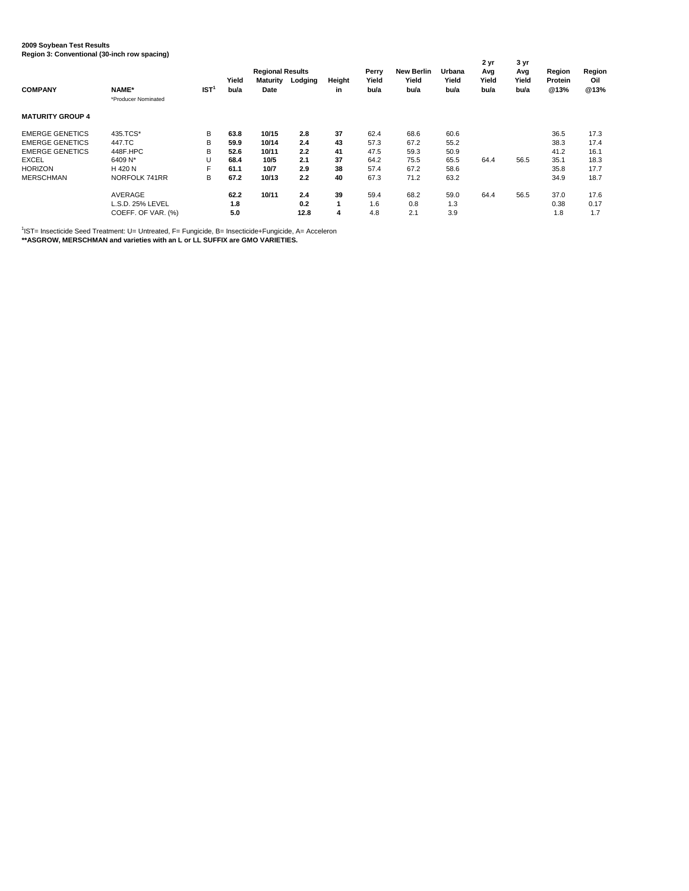**2009 Soybean Test Results**
**Region 3: Conventional (30-inch row spacing)**

| COMPANY | NAME* | IST[1] | Yield bu/a | Regional Results Maturity Date | Lodging | Height in | Perry Yield bu/a | New Berlin Yield bu/a | Urbana Yield bu/a | 2 yr Avg Yield bu/a | 3 yr Avg Yield bu/a | Region Protein @13% | Region Oil @13% |
|---|---|---|---|---|---|---|---|---|---|---|---|---|---|
| | *Producer Nominated | | | | | | | | | | | | |
| **MATURITY GROUP 4** | | | | | | | | | | | | | |
| EMERGE GENETICS | 435.TCS* | B | **63.8** | **10/15** | **2.8** | **37** | 62.4 | 68.6 | 60.6 | | | 36.5 | 17.3 |
| EMERGE GENETICS | 447.TC | B | **59.9** | **10/14** | **2.4** | **43** | 57.3 | 67.2 | 55.2 | | | 38.3 | 17.4 |
| EMERGE GENETICS | 448F.HPC | B | **52.6** | **10/11** | **2.2** | **41** | 47.5 | 59.3 | 50.9 | | | 41.2 | 16.1 |
| EXCEL | 6409 N* | U | **68.4** | **10/5** | **2.1** | **37** | 64.2 | 75.5 | 65.5 | 64.4 | 56.5 | 35.1 | 18.3 |
| HORIZON | H 420 N | F | **61.1** | **10/7** | **2.9** | **38** | 57.4 | 67.2 | 58.6 | | | 35.8 | 17.7 |
| MERSCHMAN | NORFOLK 741RR | B | **67.2** | **10/13** | **2.2** | **40** | 67.3 | 71.2 | 63.2 | | | 34.9 | 18.7 |
| | AVERAGE | | **62.2** | **10/11** | **2.4** | **39** | 59.4 | 68.2 | 59.0 | 64.4 | 56.5 | 37.0 | 17.6 |
| | L.S.D. 25% LEVEL | | **1.8** | | **0.2** | **1** | 1.6 | 0.8 | 1.3 | | | 0.38 | 0.17 |
| | COEFF. OF VAR. (%) | | **5.0** | | **12.8** | **4** | 4.8 | 2.1 | 3.9 | | | 1.8 | 1.7 |

[1]IST= Insecticide Seed Treatment: U= Untreated, F= Fungicide, B= Insecticide+Fungicide, A= Acceleron
**\*\*ASGROW, MERSCHMAN and varieties with an L or LL SUFFIX are GMO VARIETIES.**